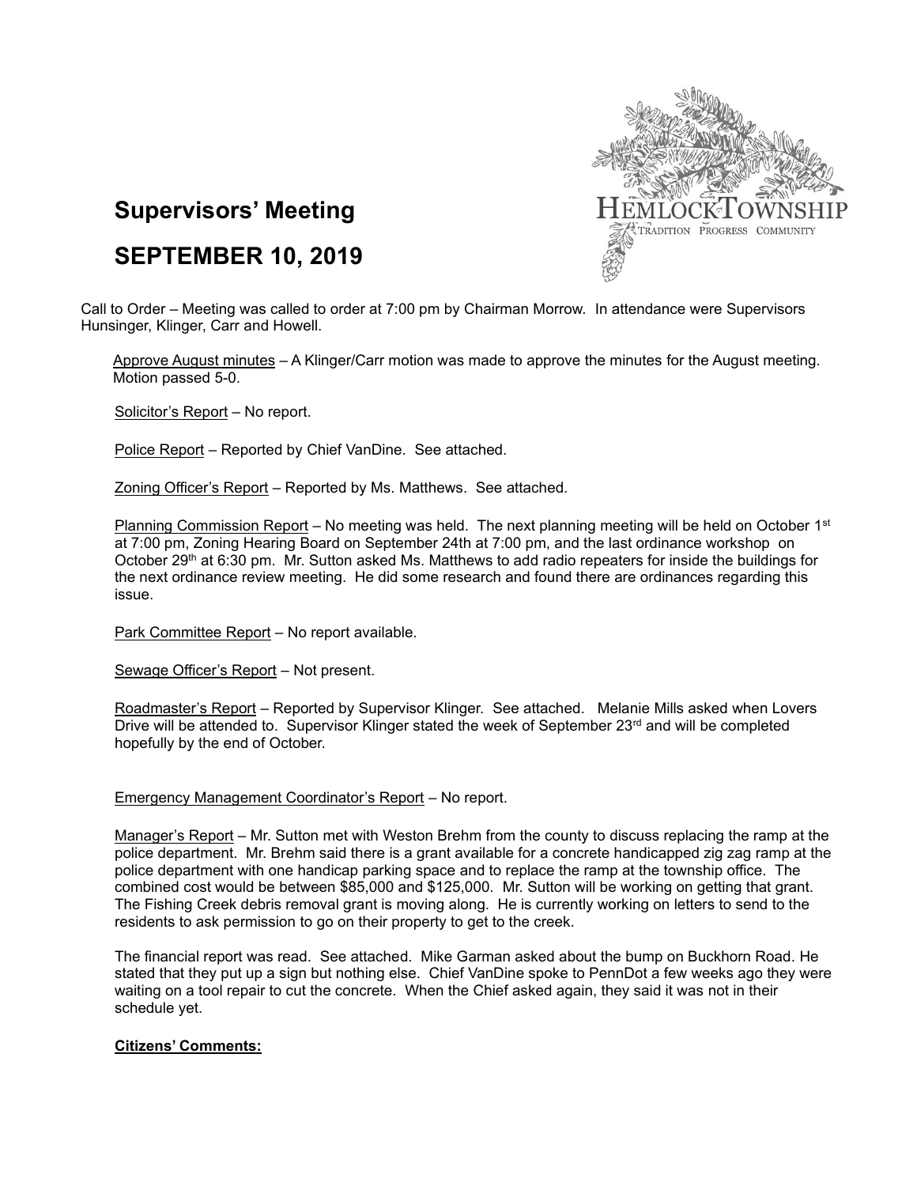# Supervisors' Meeting

# SEPTEMBER 10, 2019

Call to Order – Meeting was called to order at 7:00 pm by Chairman Morrow. In attendance were Supervisors Hunsinger, Klinger, Carr and Howell.

Approve August minutes – A Klinger/Carr motion was made to approve the minutes for the August meeting. Motion passed 5-0.

Solicitor's Report – No report.

Police Report – Reported by Chief VanDine. See attached.

Zoning Officer's Report – Reported by Ms. Matthews. See attached.

Planning Commission Report – No meeting was held. The next planning meeting will be held on October 1st at 7:00 pm, Zoning Hearing Board on September 24th at 7:00 pm, and the last ordinance workshop on October 29th at 6:30 pm. Mr. Sutton asked Ms. Matthews to add radio repeaters for inside the buildings for the next ordinance review meeting. He did some research and found there are ordinances regarding this issue.

Park Committee Report – No report available.

Sewage Officer's Report – Not present.

Roadmaster's Report – Reported by Supervisor Klinger. See attached. Melanie Mills asked when Lovers Drive will be attended to. Supervisor Klinger stated the week of September 23rd and will be completed hopefully by the end of October.

Emergency Management Coordinator's Report – No report.

Manager's Report – Mr. Sutton met with Weston Brehm from the county to discuss replacing the ramp at the police department. Mr. Brehm said there is a grant available for a concrete handicapped zig zag ramp at the police department with one handicap parking space and to replace the ramp at the township office. The combined cost would be between $85,000 and $125,000. Mr. Sutton will be working on getting that grant. The Fishing Creek debris removal grant is moving along. He is currently working on letters to send to the residents to ask permission to go on their property to get to the creek.

The financial report was read. See attached. Mike Garman asked about the bump on Buckhorn Road. He stated that they put up a sign but nothing else. Chief VanDine spoke to PennDot a few weeks ago they were waiting on a tool repair to cut the concrete. When the Chief asked again, they said it was not in their schedule yet.

**Citizens' Comments:**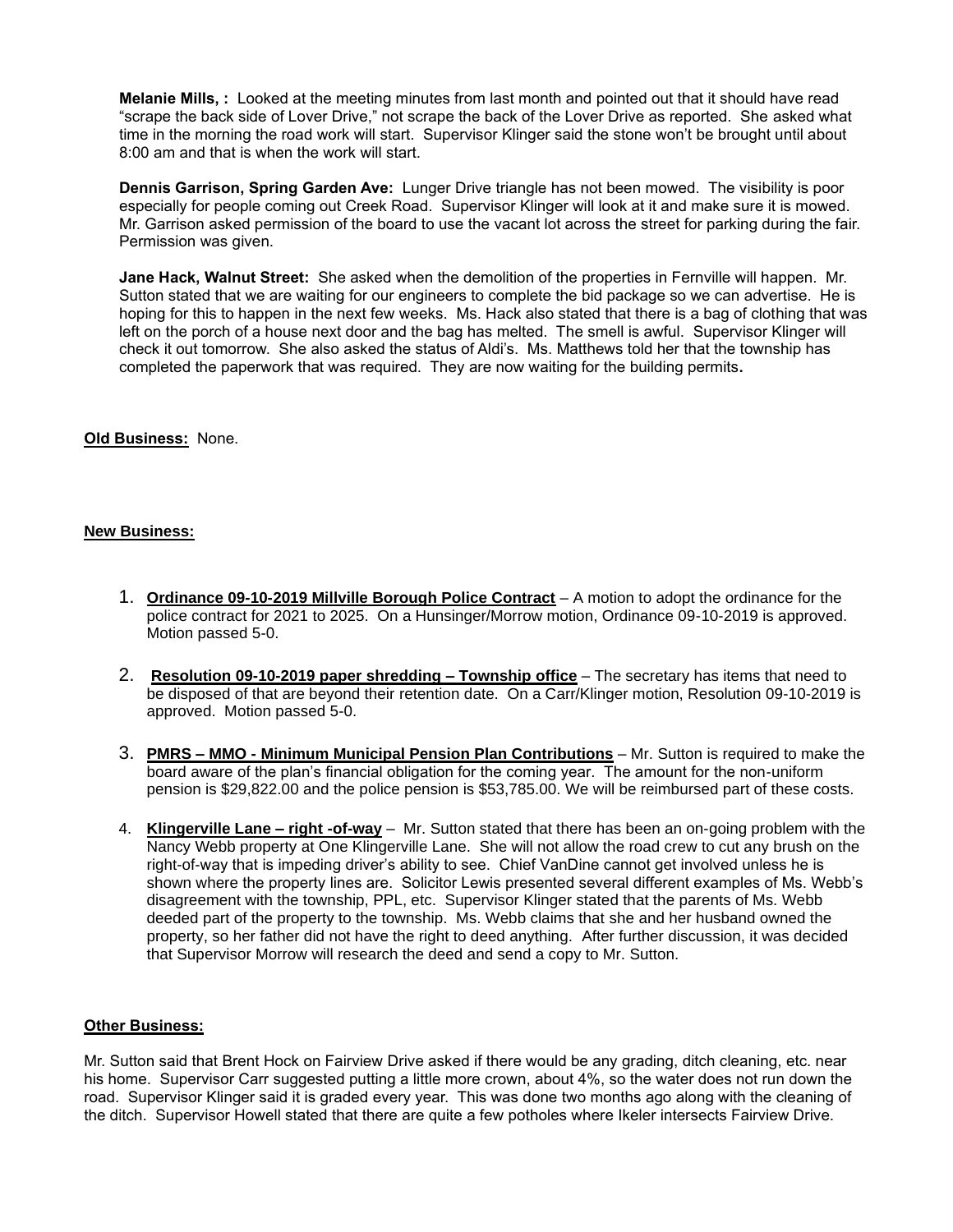**Melanie Mills, :** Looked at the meeting minutes from last month and pointed out that it should have read "scrape the back side of Lover Drive," not scrape the back of the Lover Drive as reported. She asked what time in the morning the road work will start. Supervisor Klinger said the stone won't be brought until about 8:00 am and that is when the work will start.

**Dennis Garrison, Spring Garden Ave:** Lunger Drive triangle has not been mowed. The visibility is poor especially for people coming out Creek Road. Supervisor Klinger will look at it and make sure it is mowed. Mr. Garrison asked permission of the board to use the vacant lot across the street for parking during the fair. Permission was given.

**Jane Hack, Walnut Street:** She asked when the demolition of the properties in Fernville will happen. Mr. Sutton stated that we are waiting for our engineers to complete the bid package so we can advertise. He is hoping for this to happen in the next few weeks. Ms. Hack also stated that there is a bag of clothing that was left on the porch of a house next door and the bag has melted. The smell is awful. Supervisor Klinger will check it out tomorrow. She also asked the status of Aldi's. Ms. Matthews told her that the township has completed the paperwork that was required. They are now waiting for the building permits**.**

**Old Business:** None.

**New Business:**

1. **Ordinance 09-10-2019 Millville Borough Police Contract** – A motion to adopt the ordinance for the police contract for 2021 to 2025. On a Hunsinger/Morrow motion, Ordinance 09-10-2019 is approved. Motion passed 5-0.
2. **Resolution 09-10-2019 paper shredding – Township office** – The secretary has items that need to be disposed of that are beyond their retention date. On a Carr/Klinger motion, Resolution 09-10-2019 is approved. Motion passed 5-0.
3. **PMRS – MMO - Minimum Municipal Pension Plan Contributions** – Mr. Sutton is required to make the board aware of the plan's financial obligation for the coming year. The amount for the non-uniform pension is $29,822.00 and the police pension is $53,785.00. We will be reimbursed part of these costs.
4. **Klingerville Lane – right -of-way** – Mr. Sutton stated that there has been an on-going problem with the Nancy Webb property at One Klingerville Lane. She will not allow the road crew to cut any brush on the right-of-way that is impeding driver's ability to see. Chief VanDine cannot get involved unless he is shown where the property lines are. Solicitor Lewis presented several different examples of Ms. Webb's disagreement with the township, PPL, etc. Supervisor Klinger stated that the parents of Ms. Webb deeded part of the property to the township. Ms. Webb claims that she and her husband owned the property, so her father did not have the right to deed anything. After further discussion, it was decided that Supervisor Morrow will research the deed and send a copy to Mr. Sutton.

**Other Business:**

Mr. Sutton said that Brent Hock on Fairview Drive asked if there would be any grading, ditch cleaning, etc. near his home. Supervisor Carr suggested putting a little more crown, about 4%, so the water does not run down the road. Supervisor Klinger said it is graded every year. This was done two months ago along with the cleaning of the ditch. Supervisor Howell stated that there are quite a few potholes where Ikeler intersects Fairview Drive.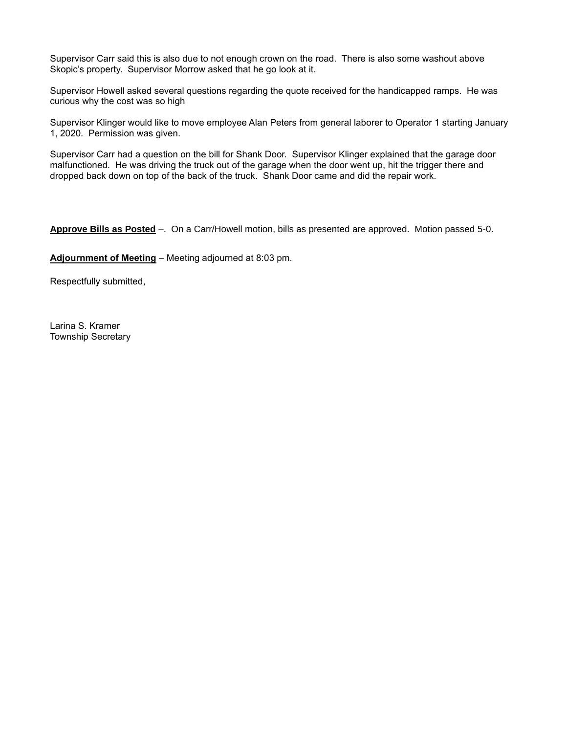Supervisor Carr said this is also due to not enough crown on the road. There is also some washout above Skopic's property. Supervisor Morrow asked that he go look at it.

Supervisor Howell asked several questions regarding the quote received for the handicapped ramps. He was curious why the cost was so high

Supervisor Klinger would like to move employee Alan Peters from general laborer to Operator 1 starting January 1, 2020. Permission was given.

Supervisor Carr had a question on the bill for Shank Door. Supervisor Klinger explained that the garage door malfunctioned. He was driving the truck out of the garage when the door went up, hit the trigger there and dropped back down on top of the back of the truck. Shank Door came and did the repair work.

**Approve Bills as Posted** –. On a Carr/Howell motion, bills as presented are approved. Motion passed 5-0.

**Adjournment of Meeting** – Meeting adjourned at 8:03 pm.

Respectfully submitted,

Larina S. Kramer
Township Secretary